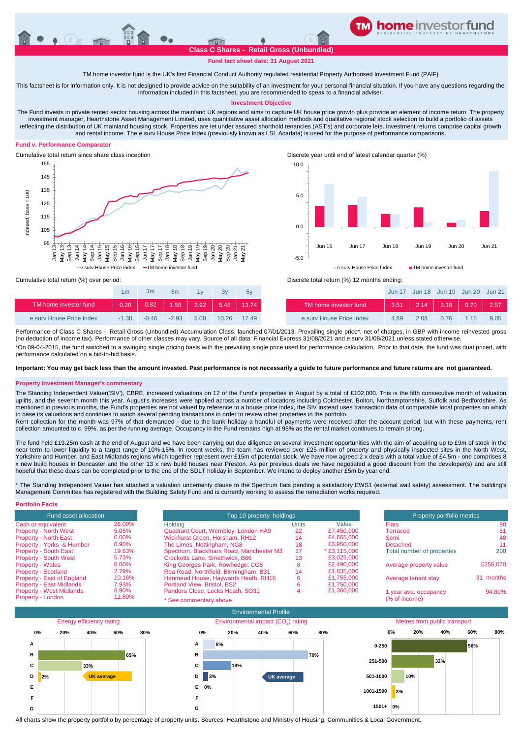# home investor fund

RESIDENTIAL PROPERTY BY HEARTHSTONE

## Class C Shares - Retail Gross (Unbundled)

**Fund fact sheet date: 31 August 2021**

TM home investor fund is the UK's first Financial Conduct Authority regulated residential Property Authorised Investment Fund (PAIF)

This factsheet is for information only. It is not designed to provide advice on the suitability of an investment for your personal financial situation. If you have any questions regarding the information included in this factsheet, you are recommended to speak to a financial adviser.

### Investment Objective

The Fund invests in private rented sector housing across the mainland UK regions and aims to capture UK house price growth plus provide an element of income return. The property investment manager, Hearthstone Asset Management Limited, uses quantitative asset allocation methods and qualitative regional stock selection to build a portfolio of assets reflecting the distribution of UK mainland housing stock. Properties are let under assured shorthold tenancies (AST's) and corporate lets. Investment returns comprise capital growth and rental income. The e.surv House Price Index (previously known as LSL Acadata) is used for the purpose of performance comparisons.

### Fund v. Performance Comparator

Cumulative total return since share class inception

Indexed, base = 100

155
145
135
125
115
105
95

Jan 13, May 13, Sep 13, Jan 14, May 14, Sep 14, Jan 15, May 15, Sep 15, Jan 16, May 16, Sep 16, Jan 17, May 17, Sep 17, Jan 18, May 18, Sep 18, Jan 19, May 19, Sep 19, Jan 20, May 20, Sep 20, Jan 21, May 21

e.surv House Price Index — TM home investor fund

Discrete year until end of latest calendar quarter (%)

10.0
5.0
0.0
-5.0

Jun 16, Jun 17, Jun 18, Jun 19, Jun 20, Jun 21

e.surv House Price Index — TM home investor fund

Cumulative total return (%) over period:

| | 1m | 3m | 6m | 1y | 3y | 5y |
|---|---|---|---|---|---|---|
| TM home investor fund | 0.20 | 0.82 | 1.58 | 2.92 | 5.48 | 13.74 |
| e.surv House Price Index | -1.38 | -0.46 | -2.93 | 5.00 | 10.26 | 17.49 |

Discrete total return (%) 12 months ending:

| | Jun 17 | Jun 18 | Jun 19 | Jun 20 | Jun 21 |
|---|---|---|---|---|---|
| TM home investor fund | 3.51 | 2.14 | 3.18 | 0.70 | 2.57 |
| e.surv House Price Index | 4.89 | 2.08 | 0.76 | 1.16 | 9.05 |

Performance of Class C Shares - Retail Gross (Unbundled) Accumulation Class, launched 07/01/2013. Prevailing single price*, net of charges, in GBP with income reinvested gross (no deduction of income tax). Performance of other classes may vary. Source of all data: Financial Express 31/08/2021 and e.surv 31/08/2021 unless stated otherwise.

*On 09-04-2015, the fund switched to a swinging single pricing basis with the prevailing single price used for performance calculation. Prior to that date, the fund was dual priced, with performance calculated on a bid-to-bid basis.

**Important: You may get back less than the amount invested. Past performance is not necessarily a guide to future performance and future returns are not guaranteed.**

### Property Investment Manager's commentary

The Standing Independent Valuer('SIV'), CBRE, increased valuations on 12 of the Fund's properties in August by a total of £102,000. This is the fifth consecutive month of valuation uplifts, and the seventh month this year. August's increases were applied across a number of locations including Colchester, Bolton, Northamptonshire, Suffolk and Bedfordshire. As mentioned in previous months, the Fund's properties are not valued by reference to a house price index, the SIV instead uses transaction data of comparable local properties on which to base its valuations and continues to watch several pending transactions in order to review other properties in the portfolio.

Rent collection for the month was 97% of that demanded - due to the bank holiday a handful of payments were received after the account period, but with these payments, rent collection amounted to c. 99%, as per the running average. Occupancy in the Fund remains high at 98% as the rental market continues to remain strong.

The fund held £19.25m cash at the end of August and we have been carrying out due diligence on several investment opportunities with the aim of acquiring up to £9m of stock in the near term to lower liquidity to a target range of 10%-15%. In recent weeks, the team has reviewed over £25 million of property and physically inspected sites in the North West, Yorkshire and Humber, and East Midlands regions which together represent over £15m of potential stock. We have now agreed 2 x deals with a total value of £4.5m - one comprises 8 x new build houses in Doncaster and the other 13 x new build houses near Preston. As per previous deals we have negotiated a good discount from the developer(s) and are still hopeful that these deals can be completed prior to the end of the SDLT holiday in September. We intend to deploy another £5m by year end.

* The Standing Independent Valuer has attached a valuation uncertainty clause to the Spectrum flats pending a satisfactory EWS1 (external wall safety) assessment. The building's Management Committee has registered with the Building Safety Fund and is currently working to assess the remediation works required.

### Portfolio Facts

| Fund asset allocation | |
|---|---|
| Cash or equivalent | 26.09% |
| Property - North West | 5.05% |
| Property - North East | 0.00% |
| Property - Yorks & Humber | 0.90% |
| Property - South East | 19.63% |
| Property - South West | 5.73% |
| Property - Wales | 0.00% |
| Property - Scotland | 2.79% |
| Property - East of England | 10.16% |
| Property - East Midlands | 7.93% |
| Property - West Midlands | 8.90% |
| Property - London | 12.80% |

Top 10 property holdings

| Holding | Units | Value |
|---|---|---|
| Quadrant Court, Wembley, London HA9 | 22 | £7,450,000 |
| Wickhurst Green, Horsham, RH12 | 14 | £4,665,000 |
| The Limes, Nottingham, NG8 | 18 | £3,950,000 |
| Spectrum, Blackfriars Road, Manchester M3 | 17 | * £3,115,000 |
| Crocketts Lane, Smethwick, B66 | 13 | £3,025,000 |
| King Georges Park, Rowhedge, CO5 | 8 | £2,490,000 |
| Rea Road, Northfield, Birmingham. B31 | 14 | £1,835,000 |
| Henmead House, Haywards Heath, RH16 | 6 | £1,755,000 |
| Portland View, Bristol, BS2 | 6 | £1,750,000 |
| Pandora Close, Locks Heath, SO31 | 4 | £1,360,000 |

* See commentary above.

| Property portfolio metrics | |
|---|---|
| Flats | 90 |
| Terraced | 51 |
| Semi | 48 |
| Detached | 11 |
| Total number of properties | 200 |
| Average property value | £256,070 |
| Average tenant stay | 31 months |
| 1 year ave. occupancy (% of income) | 94.80% |

### Environmental Profile

Energy efficiency rating

0% 20% 40% 60% 80%

A, B 65%, C 33%, D 2%, E, F, G — UK average

Environmental impact ($CO_2$) rating

0% 20% 40% 60% 80%

A 8%, B 70%, C 19%, D 3%, E 0%, F, G — UK average

Metres from public transport

0% 20% 40% 60% 80%

0-250 56%, 251-500 32%, 501-1000 10%, 1001-1500 3%, 1501+ 0%

All charts show the property portfolio by percentage of property units. Sources: Hearthstone and Ministry of Housing, Communities & Local Government.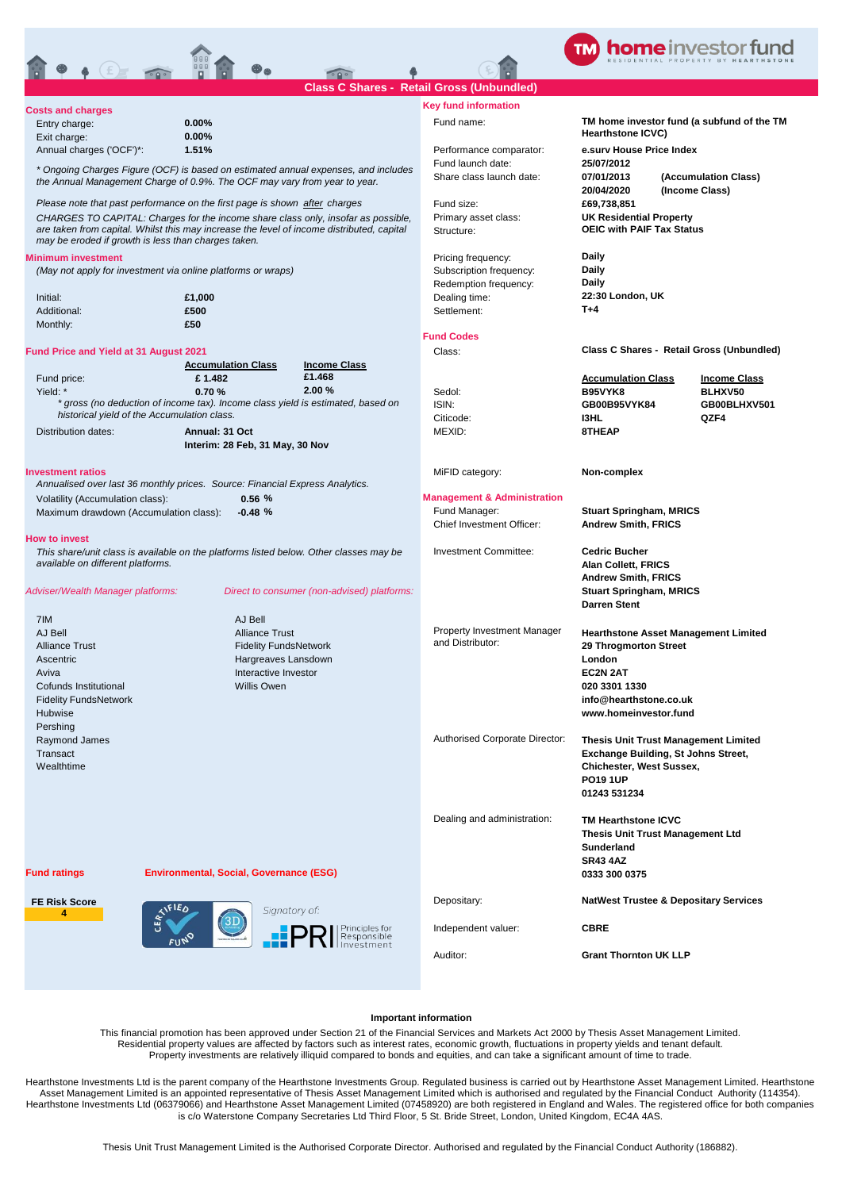## Class C Shares - Retail Gross (Unbundled)

### Costs and charges

| | |
|---|---|
| Entry charge: | 0.00% |
| Exit charge: | 0.00% |
| Annual charges ('OCF')*: | 1.51% |

*\* Ongoing Charges Figure (OCF) is based on estimated annual expenses, and includes the Annual Management Charge of 0.9%. The OCF may vary from year to year.*

*Please note that past performance on the first page is shown after charges*

*CHARGES TO CAPITAL: Charges for the income share class only, insofar as possible, are taken from capital. Whilst this may increase the level of income distributed, capital may be eroded if growth is less than charges taken.*

### Minimum investment

*(May not apply for investment via online platforms or wraps)*

| | |
|---|---|
| Initial: | £1,000 |
| Additional: | £500 |
| Monthly: | £50 |

### Fund Price and Yield at 31 August 2021

| | Accumulation Class | Income Class |
|---|---|---|
| Fund price: | £ 1.482 | £1.468 |
| Yield: * | 0.70 % | 2.00 % |

*\* gross (no deduction of income tax). Income class yield is estimated, based on historical yield of the Accumulation class.*

Distribution dates: **Annual: 31 Oct**
**Interim: 28 Feb, 31 May, 30 Nov**

### Investment ratios

*Annualised over last 36 monthly prices. Source: Financial Express Analytics.*

| | |
|---|---|
| Volatility (Accumulation class): | 0.56 % |
| Maximum drawdown (Accumulation class): | -0.48 % |

### How to invest

*This share/unit class is available on the platforms listed below. Other classes may be available on different platforms.*

| *Adviser/Wealth Manager platforms:* | *Direct to consumer (non-advised) platforms:* |
|---|---|
| 7IM | AJ Bell |
| AJ Bell | Alliance Trust |
| Alliance Trust | Fidelity FundsNetwork |
| Ascentric | Hargreaves Lansdown |
| Aviva | Interactive Investor |
| Cofunds Institutional | Willis Owen |
| Fidelity FundsNetwork | |
| Hubwise | |
| Pershing | |
| Raymond James | |
| Transact | |
| Wealthtime | |

### Fund ratings

FE Risk Score
4

### Environmental, Social, Governance (ESG)

Signatory of: PRI Principles for Responsible Investment

### Key fund information

| | |
|---|---|
| Fund name: | TM home investor fund (a subfund of the TM Hearthstone ICVC) |
| Performance comparator: | e.surv House Price Index |
| Fund launch date: | 25/07/2012 |
| Share class launch date: | 07/01/2013 (Accumulation Class)<br>20/04/2020 (Income Class) |
| Fund size: | £69,738,851 |
| Primary asset class: | UK Residential Property |
| Structure: | OEIC with PAIF Tax Status |
| Pricing frequency: | Daily |
| Subscription frequency: | Daily |
| Redemption frequency: | Daily |
| Dealing time: | 22:30 London, UK |
| Settlement: | T+4 |

### Fund Codes

Class: **Class C Shares - Retail Gross (Unbundled)**

| | Accumulation Class | Income Class |
|---|---|---|
| Sedol: | B95VYK8 | BLHXV50 |
| ISIN: | GB00B95VYK84 | GB00BLHXV501 |
| Citicode: | I3HL | QZF4 |
| MEXID: | 8THEAP | |

MiFID category: **Non-complex**

### Management & Administration

| | |
|---|---|
| Fund Manager: | Stuart Springham, MRICS |
| Chief Investment Officer: | Andrew Smith, FRICS |
| Investment Committee: | Cedric Bucher<br>Alan Collett, FRICS<br>Andrew Smith, FRICS<br>Stuart Springham, MRICS<br>Darren Stent |
| Property Investment Manager and Distributor: | Hearthstone Asset Management Limited<br>29 Throgmorton Street<br>London<br>EC2N 2AT<br>020 3301 1330<br>info@hearthstone.co.uk<br>www.homeinvestor.fund |
| Authorised Corporate Director: | Thesis Unit Trust Management Limited<br>Exchange Building, St Johns Street,<br>Chichester, West Sussex,<br>PO19 1UP<br>01243 531234 |
| Dealing and administration: | TM Hearthstone ICVC<br>Thesis Unit Trust Management Ltd<br>Sunderland<br>SR43 4AZ<br>0333 300 0375 |
| Depositary: | NatWest Trustee & Depositary Services |
| Independent valuer: | CBRE |
| Auditor: | Grant Thornton UK LLP |

**Important information**

This financial promotion has been approved under Section 21 of the Financial Services and Markets Act 2000 by Thesis Asset Management Limited. Residential property values are affected by factors such as interest rates, economic growth, fluctuations in property yields and tenant default. Property investments are relatively illiquid compared to bonds and equities, and can take a significant amount of time to trade.

Hearthstone Investments Ltd is the parent company of the Hearthstone Investments Group. Regulated business is carried out by Hearthstone Asset Management Limited. Hearthstone Asset Management Limited is an appointed representative of Thesis Asset Management Limited which is authorised and regulated by the Financial Conduct Authority (114354). Hearthstone Investments Ltd (06379066) and Hearthstone Asset Management Limited (07458920) are both registered in England and Wales. The registered office for both companies is c/o Waterstone Company Secretaries Ltd Third Floor, 5 St. Bride Street, London, United Kingdom, EC4A 4AS.

Thesis Unit Trust Management Limited is the Authorised Corporate Director. Authorised and regulated by the Financial Conduct Authority (186882).